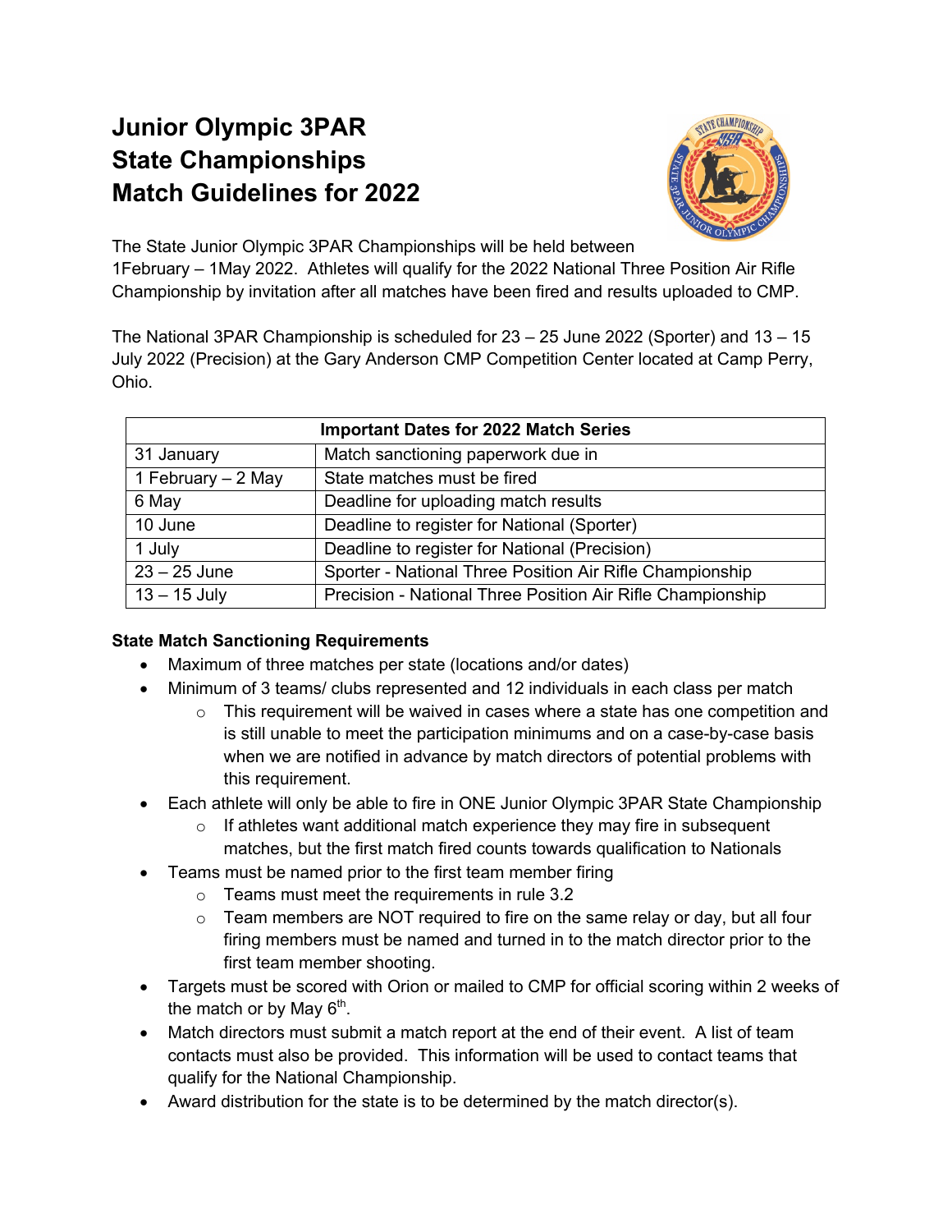# Junior Olympic 3PAR State Championships Match Guidelines for 2022

The State Junior Olympic 3PAR Championships will be held between 1February – 1May 2022. Athletes will qualify for the 2022 National Three Position Air Rifle Championship by invitation after all matches have been fired and results uploaded to CMP.

The National 3PAR Championship is scheduled for 23 – 25 June 2022 (Sporter) and 13 – 15 July 2022 (Precision) at the Gary Anderson CMP Competition Center located at Camp Perry, Ohio.

| Important Dates for 2022 Match Series | |
|---|---|
| 31 January | Match sanctioning paperwork due in |
| 1 February – 2 May | State matches must be fired |
| 6 May | Deadline for uploading match results |
| 10 June | Deadline to register for National (Sporter) |
| 1 July | Deadline to register for National (Precision) |
| 23 – 25 June | Sporter - National Three Position Air Rifle Championship |
| 13 – 15 July | Precision - National Three Position Air Rifle Championship |

**State Match Sanctioning Requirements**

- Maximum of three matches per state (locations and/or dates)
- Minimum of 3 teams/ clubs represented and 12 individuals in each class per match
  - This requirement will be waived in cases where a state has one competition and is still unable to meet the participation minimums and on a case-by-case basis when we are notified in advance by match directors of potential problems with this requirement.
- Each athlete will only be able to fire in ONE Junior Olympic 3PAR State Championship
  - If athletes want additional match experience they may fire in subsequent matches, but the first match fired counts towards qualification to Nationals
- Teams must be named prior to the first team member firing
  - Teams must meet the requirements in rule 3.2
  - Team members are NOT required to fire on the same relay or day, but all four firing members must be named and turned in to the match director prior to the first team member shooting.
- Targets must be scored with Orion or mailed to CMP for official scoring within 2 weeks of the match or by May 6th.
- Match directors must submit a match report at the end of their event. A list of team contacts must also be provided. This information will be used to contact teams that qualify for the National Championship.
- Award distribution for the state is to be determined by the match director(s).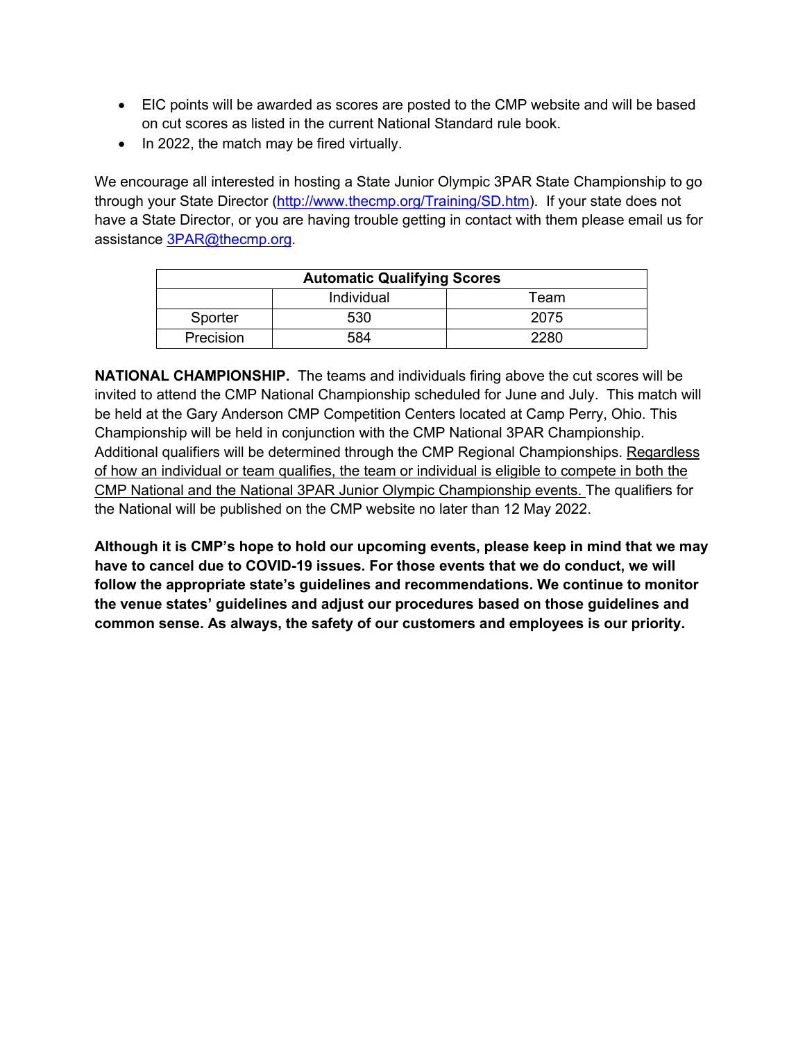- EIC points will be awarded as scores are posted to the CMP website and will be based on cut scores as listed in the current National Standard rule book.
- In 2022, the match may be fired virtually.

We encourage all interested in hosting a State Junior Olympic 3PAR State Championship to go through your State Director (http://www.thecmp.org/Training/SD.htm). If your state does not have a State Director, or you are having trouble getting in contact with them please email us for assistance 3PAR@thecmp.org.

| Automatic Qualifying Scores | | |
|---|---|---|
| | Individual | Team |
| Sporter | 530 | 2075 |
| Precision | 584 | 2280 |

**NATIONAL CHAMPIONSHIP.** The teams and individuals firing above the cut scores will be invited to attend the CMP National Championship scheduled for June and July. This match will be held at the Gary Anderson CMP Competition Centers located at Camp Perry, Ohio. This Championship will be held in conjunction with the CMP National 3PAR Championship. Additional qualifiers will be determined through the CMP Regional Championships. Regardless of how an individual or team qualifies, the team or individual is eligible to compete in both the CMP National and the National 3PAR Junior Olympic Championship events. The qualifiers for the National will be published on the CMP website no later than 12 May 2022.

**Although it is CMP's hope to hold our upcoming events, please keep in mind that we may have to cancel due to COVID-19 issues. For those events that we do conduct, we will follow the appropriate state's guidelines and recommendations. We continue to monitor the venue states' guidelines and adjust our procedures based on those guidelines and common sense. As always, the safety of our customers and employees is our priority.**